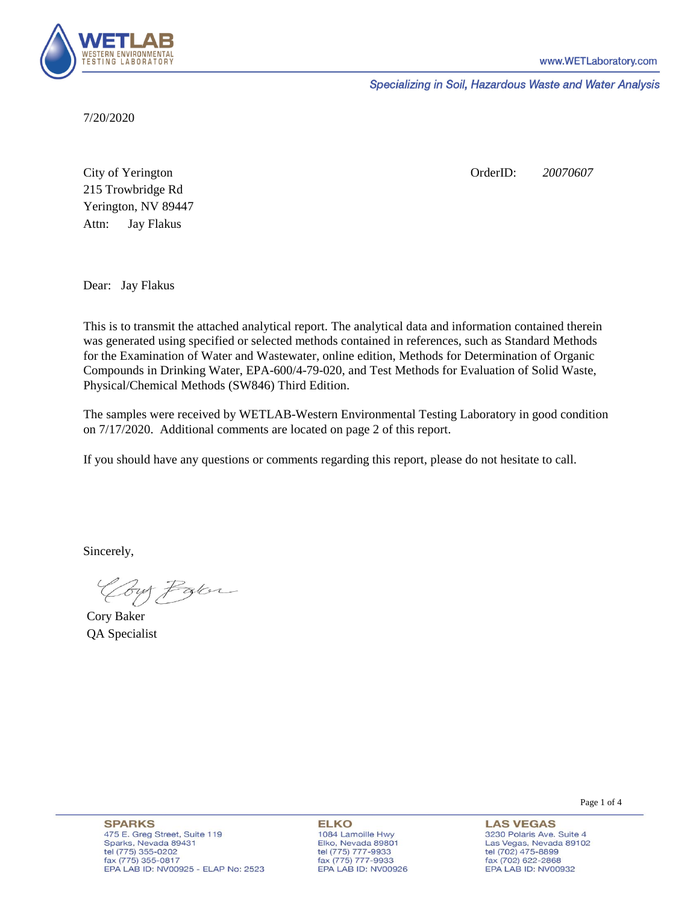WETLAB
WESTERN ENVIRONMENTAL TESTING LABORATORY

www.WETLaboratory.com

*Specializing in Soil, Hazardous Waste and Water Analysis*

7/20/2020

City of Yerington
215 Trowbridge Rd
Yerington, NV 89447
Attn: Jay Flakus

OrderID: *20070607*

Dear: Jay Flakus

This is to transmit the attached analytical report. The analytical data and information contained therein was generated using specified or selected methods contained in references, such as Standard Methods for the Examination of Water and Wastewater, online edition, Methods for Determination of Organic Compounds in Drinking Water, EPA-600/4-79-020, and Test Methods for Evaluation of Solid Waste, Physical/Chemical Methods (SW846) Third Edition.

The samples were received by WETLAB-Western Environmental Testing Laboratory in good condition on 7/17/2020. Additional comments are located on page 2 of this report.

If you should have any questions or comments regarding this report, please do not hesitate to call.

Sincerely,

Cory Baker
QA Specialist

**SPARKS**
475 E. Greg Street, Suite 119
Sparks, Nevada 89431
tel (775) 355-0202
fax (775) 355-0817
EPA LAB ID: NV00925 - ELAP No: 2523

**ELKO**
1084 Lamoille Hwy
Elko, Nevada 89801
tel (775) 777-9933
fax (775) 777-9933
EPA LAB ID: NV00926

**LAS VEGAS**
3230 Polaris Ave. Suite 4
Las Vegas, Nevada 89102
tel (702) 475-8899
fax (702) 622-2868
EPA LAB ID: NV00932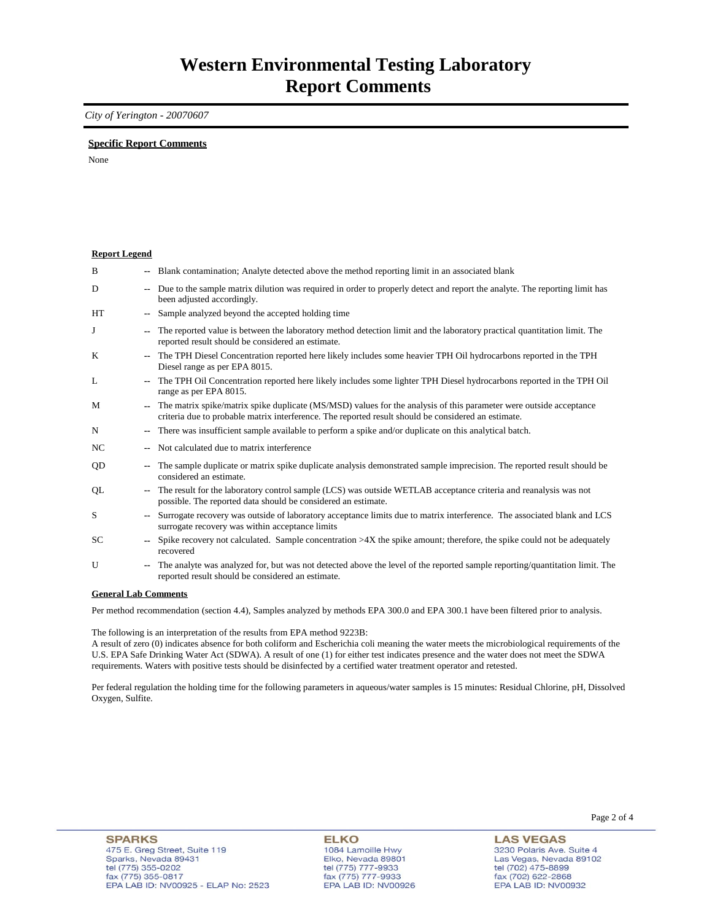# Western Environmental Testing Laboratory
# Report Comments

*City of Yerington - 20070607*

**Specific Report Comments**

None

**Report Legend**

| | | |
|---|---|---|
| B | -- | Blank contamination; Analyte detected above the method reporting limit in an associated blank |
| D | -- | Due to the sample matrix dilution was required in order to properly detect and report the analyte. The reporting limit has been adjusted accordingly. |
| HT | -- | Sample analyzed beyond the accepted holding time |
| J | -- | The reported value is between the laboratory method detection limit and the laboratory practical quantitation limit. The reported result should be considered an estimate. |
| K | -- | The TPH Diesel Concentration reported here likely includes some heavier TPH Oil hydrocarbons reported in the TPH Diesel range as per EPA 8015. |
| L | -- | The TPH Oil Concentration reported here likely includes some lighter TPH Diesel hydrocarbons reported in the TPH Oil range as per EPA 8015. |
| M | -- | The matrix spike/matrix spike duplicate (MS/MSD) values for the analysis of this parameter were outside acceptance criteria due to probable matrix interference. The reported result should be considered an estimate. |
| N | -- | There was insufficient sample available to perform a spike and/or duplicate on this analytical batch. |
| NC | -- | Not calculated due to matrix interference |
| QD | -- | The sample duplicate or matrix spike duplicate analysis demonstrated sample imprecision. The reported result should be considered an estimate. |
| QL | -- | The result for the laboratory control sample (LCS) was outside WETLAB acceptance criteria and reanalysis was not possible. The reported data should be considered an estimate. |
| S | -- | Surrogate recovery was outside of laboratory acceptance limits due to matrix interference. The associated blank and LCS surrogate recovery was within acceptance limits |
| SC | -- | Spike recovery not calculated. Sample concentration >4X the spike amount; therefore, the spike could not be adequately recovered |
| U | -- | The analyte was analyzed for, but was not detected above the level of the reported sample reporting/quantitation limit. The reported result should be considered an estimate. |

**General Lab Comments**

Per method recommendation (section 4.4), Samples analyzed by methods EPA 300.0 and EPA 300.1 have been filtered prior to analysis.

The following is an interpretation of the results from EPA method 9223B:
A result of zero (0) indicates absence for both coliform and Escherichia coli meaning the water meets the microbiological requirements of the U.S. EPA Safe Drinking Water Act (SDWA). A result of one (1) for either test indicates presence and the water does not meet the SDWA requirements. Waters with positive tests should be disinfected by a certified water treatment operator and retested.

Per federal regulation the holding time for the following parameters in aqueous/water samples is 15 minutes: Residual Chlorine, pH, Dissolved Oxygen, Sulfite.

**SPARKS**
475 E. Greg Street, Suite 119
Sparks, Nevada 89431
tel (775) 355-0202
fax (775) 355-0817
EPA LAB ID: NV00925 - ELAP No: 2523

**ELKO**
1084 Lamoille Hwy
Elko, Nevada 89801
tel (775) 777-9933
fax (775) 777-9933
EPA LAB ID: NV00926

**LAS VEGAS**
3230 Polaris Ave. Suite 4
Las Vegas, Nevada 89102
tel (702) 475-8899
fax (702) 622-2868
EPA LAB ID: NV00932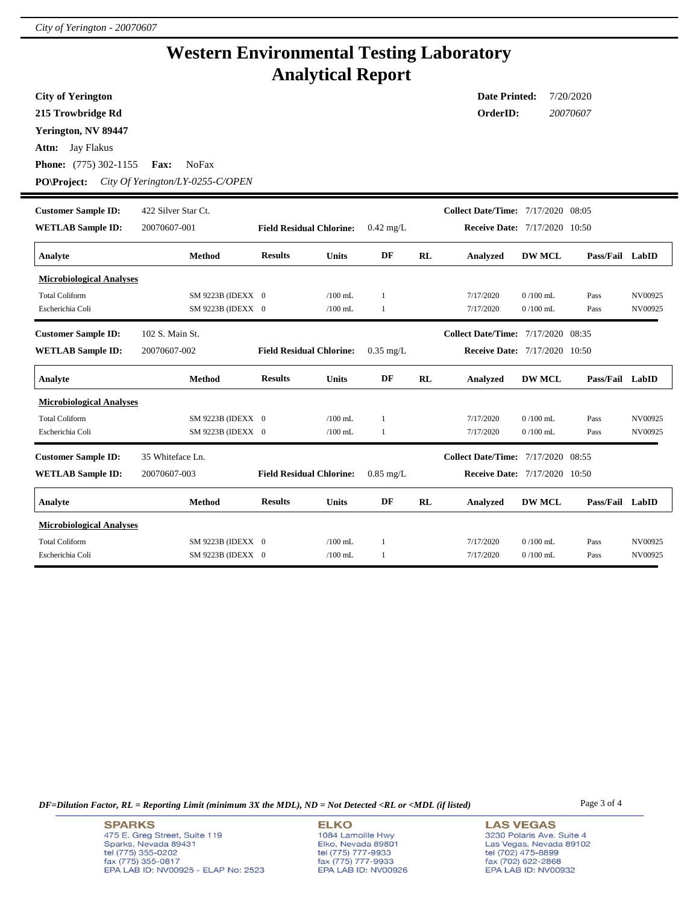# Western Environmental Testing Laboratory
# Analytical Report

**City of Yerington**
**215 Trowbridge Rd**
**Yerington, NV 89447**
**Attn:** Jay Flakus
**Phone:** (775) 302-1155 **Fax:** NoFax
**PO\Project:** *City Of Yerington/LY-0255-C/OPEN*

**Date Printed:** 7/20/2020
**OrderID:** *20070607*

---

**Customer Sample ID:** 422 Silver Star Ct.
**WETLAB Sample ID:** 20070607-001
**Field Residual Chlorine:** 0.42 mg/L
**Collect Date/Time:** 7/17/2020 08:05
**Receive Date:** 7/17/2020 10:50

| Analyte | Method | Results | Units | DF | RL | Analyzed | DW MCL | Pass/Fail | LabID |
|---|---|---|---|---|---|---|---|---|---|
| **Microbiological Analyses** | | | | | | | | | |
| Total Coliform | SM 9223B (IDEXX | 0 | /100 mL | 1 | | 7/17/2020 | 0 /100 mL | Pass | NV00925 |
| Escherichia Coli | SM 9223B (IDEXX | 0 | /100 mL | 1 | | 7/17/2020 | 0 /100 mL | Pass | NV00925 |

**Customer Sample ID:** 102 S. Main St.
**WETLAB Sample ID:** 20070607-002
**Field Residual Chlorine:** 0.35 mg/L
**Collect Date/Time:** 7/17/2020 08:35
**Receive Date:** 7/17/2020 10:50

| Analyte | Method | Results | Units | DF | RL | Analyzed | DW MCL | Pass/Fail | LabID |
|---|---|---|---|---|---|---|---|---|---|
| **Microbiological Analyses** | | | | | | | | | |
| Total Coliform | SM 9223B (IDEXX | 0 | /100 mL | 1 | | 7/17/2020 | 0 /100 mL | Pass | NV00925 |
| Escherichia Coli | SM 9223B (IDEXX | 0 | /100 mL | 1 | | 7/17/2020 | 0 /100 mL | Pass | NV00925 |

**Customer Sample ID:** 35 Whiteface Ln.
**WETLAB Sample ID:** 20070607-003
**Field Residual Chlorine:** 0.85 mg/L
**Collect Date/Time:** 7/17/2020 08:55
**Receive Date:** 7/17/2020 10:50

| Analyte | Method | Results | Units | DF | RL | Analyzed | DW MCL | Pass/Fail | LabID |
|---|---|---|---|---|---|---|---|---|---|
| **Microbiological Analyses** | | | | | | | | | |
| Total Coliform | SM 9223B (IDEXX | 0 | /100 mL | 1 | | 7/17/2020 | 0 /100 mL | Pass | NV00925 |
| Escherichia Coli | SM 9223B (IDEXX | 0 | /100 mL | 1 | | 7/17/2020 | 0 /100 mL | Pass | NV00925 |

*DF=Dilution Factor, RL = Reporting Limit (minimum 3X the MDL), ND = Not Detected <RL or <MDL (if listed)*

**SPARKS**
475 E. Greg Street, Suite 119
Sparks, Nevada 89431
tel (775) 355-0202
fax (775) 355-0817
EPA LAB ID: NV00925 - ELAP No: 2523

**ELKO**
1084 Lamoille Hwy
Elko, Nevada 89801
tel (775) 777-9933
fax (775) 777-9933
EPA LAB ID: NV00926

**LAS VEGAS**
3230 Polaris Ave. Suite 4
Las Vegas, Nevada 89102
tel (702) 475-8899
fax (702) 622-2868
EPA LAB ID: NV00932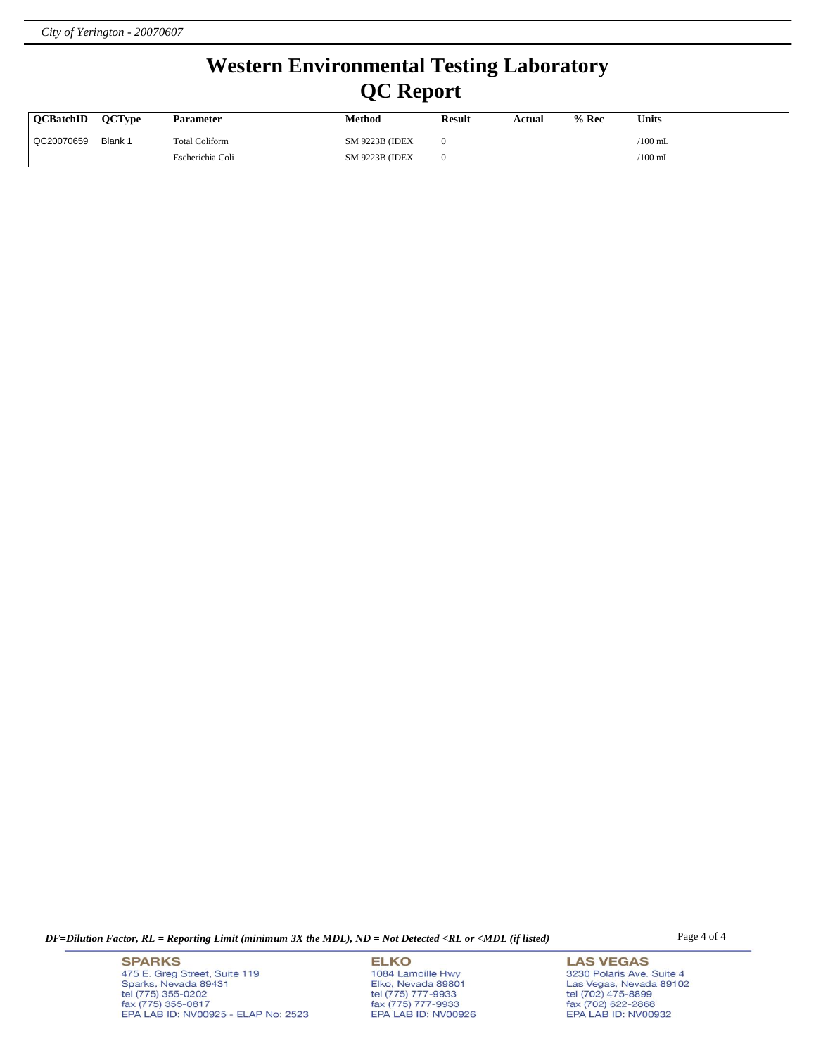# Western Environmental Testing Laboratory
# QC Report

| QCBatchID | QCType | Parameter | Method | Result | Actual | % Rec | Units |
|---|---|---|---|---|---|---|---|
| QC20070659 | Blank 1 | Total Coliform | SM 9223B (IDEX | 0 | | | /100 mL |
| | | Escherichia Coli | SM 9223B (IDEX | 0 | | | /100 mL |

*DF=Dilution Factor, RL = Reporting Limit (minimum 3X the MDL), ND = Not Detected <RL or <MDL (if listed)*

**SPARKS**
475 E. Greg Street, Suite 119
Sparks, Nevada 89431
tel (775) 355-0202
fax (775) 355-0817
EPA LAB ID: NV00925 - ELAP No: 2523

**ELKO**
1084 Lamoille Hwy
Elko, Nevada 89801
tel (775) 777-9933
fax (775) 777-9933
EPA LAB ID: NV00926

**LAS VEGAS**
3230 Polaris Ave. Suite 4
Las Vegas, Nevada 89102
tel (702) 475-8899
fax (702) 622-2868
EPA LAB ID: NV00932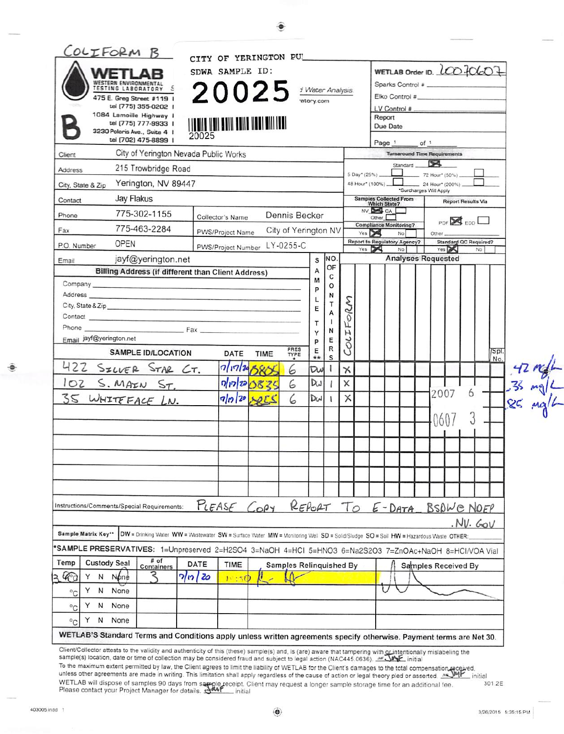COLIFORM B

# WETLAB

WESTERN ENVIRONMENTAL TESTING LABORATORY

475 E. Greg Street #119 | tel (775) 355-0202 |
1084 Lamoille Highway | tel (775) 777-9933 |
3230 Polaris Ave., Suite 4 | tel (702) 475-8899 |

B

CITY OF YERINGTON PU

SDWA SAMPLE ID:

20025

20025

...Water Analysis ...atory.com

WETLAB Order ID. 20070607
Sparks Control # ____
Elko Control # ____
LV Control # ____
Report Due Date ____
Page 1 of 1

| | |
|---|---|
| Client | City of Yerington Nevada Public Works |
| Address | 215 Trowbridge Road |
| City, State & Zip | Yerington, NV 89447 |
| Contact | Jay Flakus |
| Phone | 775-302-1155 |
| Fax | 775-463-2284 |
| P.O. Number | OPEN |
| Email | jayf@yerington.net |

Collector's Name: Dennis Becker
PWS/Project Name: City of Yerington NV
PWS/Project Number: LY-0255-C

**Turnaround Time Requirements**
Standard [X]
5 Day* (25%) ☐ 72 Hour* (50%) ☐
48 Hour* (100%) ☐ 24 Hour* (200%) ☐
*Surcharges Will Apply

**Samples Collected From Which State?** NV [X] CA ☐ Other ☐
**Report Results Via** PDF [X] EDD ☐ Other ____
**Compliance Monitoring?** Yes [X] No
**Report to Regulatory Agency?** Yes [X] No
**Standard QC Required?** Yes [X] No

**Billing Address (if different than Client Address)**
Company ____
Address ____
City, State & Zip ____
Contact ____
Phone ____ Fax ____
Email jayf@yerington.net

**Analyses Requested**

| SAMPLE ID/LOCATION | DATE | TIME | PRES TYPE* | SAMPLE TYPE** | NO. OF CONTAINERS | COLIFORM | | | | | | | | | | Spl. No. |
|---|---|---|---|---|---|---|---|---|---|---|---|---|---|---|---|---|
| 422 SILVER STAR CT. | 7/17/20 | 0805 | 6 | DW | 1 | X | | | | | | | | | | |
| 102 S. MAIN ST. | 7/17/20 | 0835 | 6 | DW | 1 | X | | | | | | 2007 | | 6 | | |
| 35 WHITEFACE LN. | 7/17/20 | 0825 | 6 | DW | 1 | X | | | | | | 0607 | | 3 | | |

.42 mg/L
.33 mg/L
.85 mg/L

Instructions/Comments/Special Requirements: PLEASE COPY REPORT TO E-DATA_BSDW@NDEP.NV.GOV

**Sample Matrix Key**** DW = Drinking Water WW = Wastewater SW = Surface Water MW = Monitoring Well SD = Solid/Sludge SO = Soil HW = Hazardous Waste OTHER:

***SAMPLE PRESERVATIVES:** 1=Unpreserved 2=H2SO4 3=NaOH 4=HCl 5=HNO3 6=Na2S2O3 7=ZnOAc+NaOH 8=HCl/VOA Vial

| Temp | Custody Seal | # of Containers | DATE | TIME | Samples Relinquished By | Samples Received By |
|---|---|---|---|---|---|---|
| 3.9 °C | Y N None | 3 | 7/17/20 | 10:50 | [signature] | [signature] |
| °C | Y N None | | | | | |
| °C | Y N None | | | | | |
| °C | Y N None | | | | | |

**WETLAB'S Standard Terms and Conditions apply unless written agreements specify otherwise. Payment terms are Net 30.**

Client/Collector attests to the validity and authenticity of this (these) sample(s) and, is (are) aware that tampering with or intentionally mislabeling the sample(s) location, date or time of collection may be considered fraud and subject to legal action (NAC445.0636). JAF initial
To the maximum extent permitted by law, the Client agrees to limit the liability of WETLAB for the Client's damages to the total compensation received, unless other agreements are made in writing. This limitation shall apply regardless of the cause of action or legal theory pled or asserted. JAF initial
WETLAB will dispose of samples 90 days from sample receipt. Client may request a longer sample storage time for an additional fee. Please contact your Project Manager for details. JAF initial

301.2E